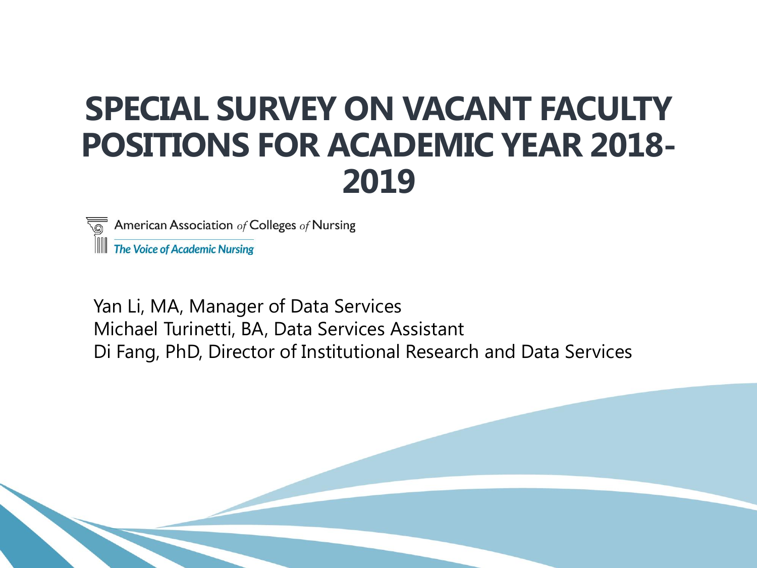# SPECIAL SURVEY ON VACANT FACULTY POSITIONS FOR ACADEMIC YEAR 2018-2019

American Association *of* Colleges *of* Nursing

*The Voice of Academic Nursing*

Yan Li, MA, Manager of Data Services
Michael Turinetti, BA, Data Services Assistant
Di Fang, PhD, Director of Institutional Research and Data Services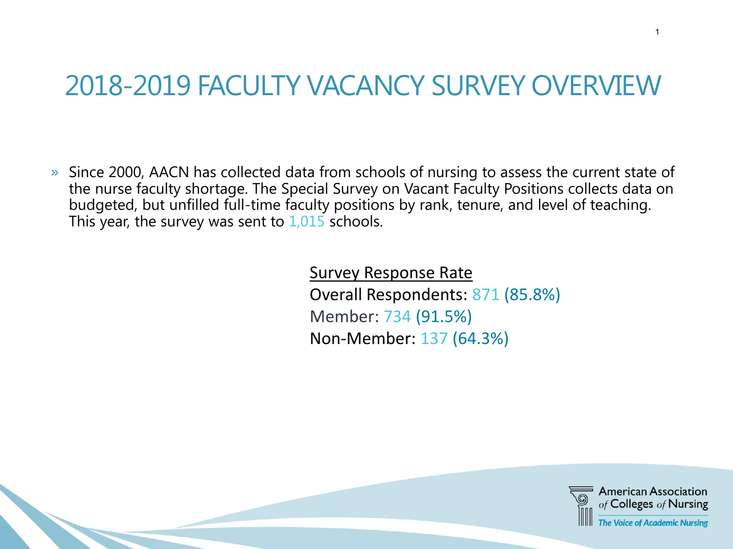# 2018-2019 FACULTY VACANCY SURVEY OVERVIEW

- Since 2000, AACN has collected data from schools of nursing to assess the current state of the nurse faculty shortage. The Special Survey on Vacant Faculty Positions collects data on budgeted, but unfilled full-time faculty positions by rank, tenure, and level of teaching. This year, the survey was sent to 1,015 schools.

Survey Response Rate

Overall Respondents: 871 (85.8%)

Member: 734 (91.5%)

Non-Member: 137 (64.3%)

American Association of Colleges of Nursing

*The Voice of Academic Nursing*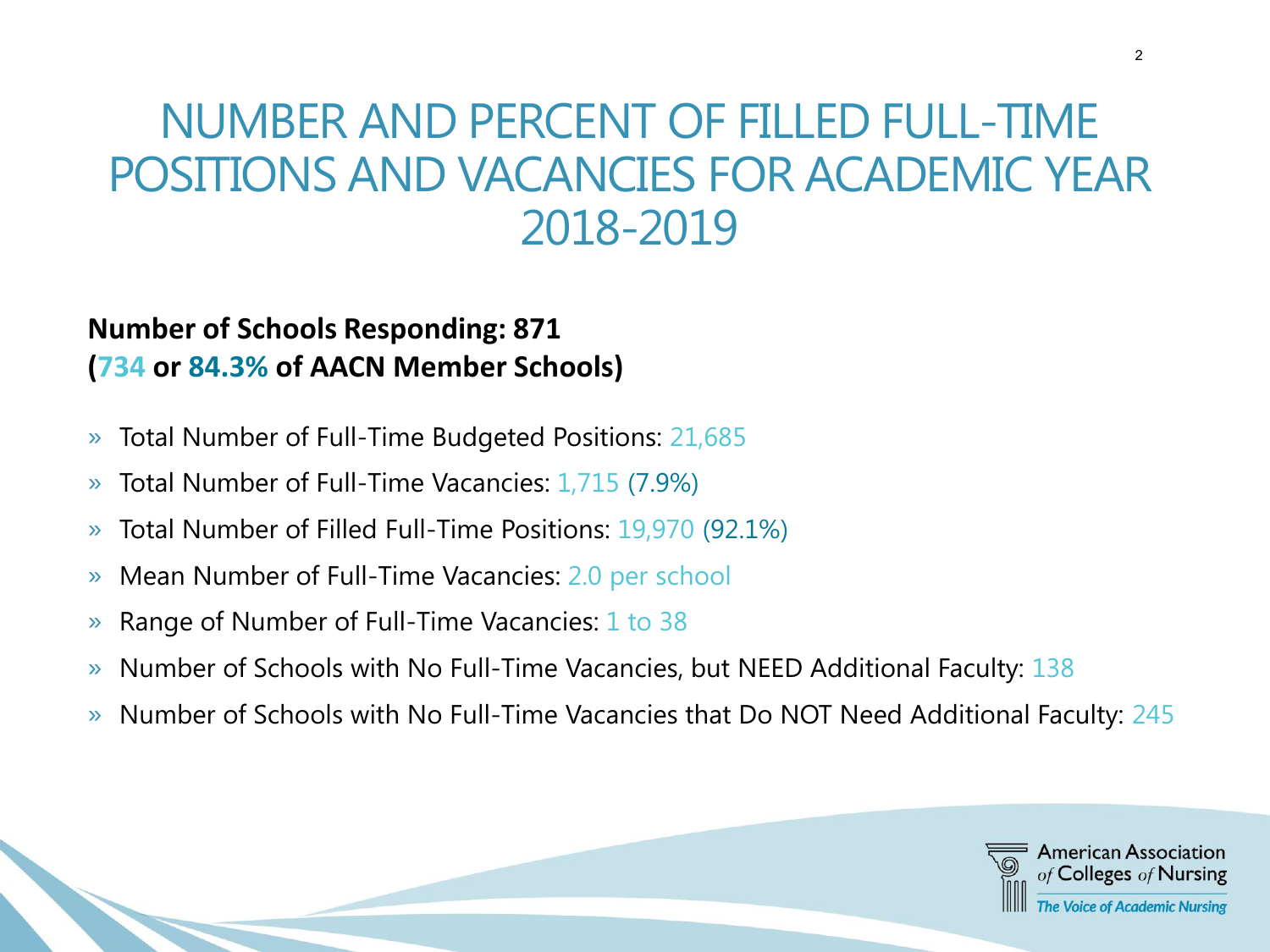# NUMBER AND PERCENT OF FILLED FULL-TIME POSITIONS AND VACANCIES FOR ACADEMIC YEAR 2018-2019

**Number of Schools Responding: 871**
**(734 or 84.3% of AACN Member Schools)**

- Total Number of Full-Time Budgeted Positions: 21,685
- Total Number of Full-Time Vacancies: 1,715 (7.9%)
- Total Number of Filled Full-Time Positions: 19,970 (92.1%)
- Mean Number of Full-Time Vacancies: 2.0 per school
- Range of Number of Full-Time Vacancies: 1 to 38
- Number of Schools with No Full-Time Vacancies, but NEED Additional Faculty: 138
- Number of Schools with No Full-Time Vacancies that Do NOT Need Additional Faculty: 245

American Association of Colleges of Nursing
*The Voice of Academic Nursing*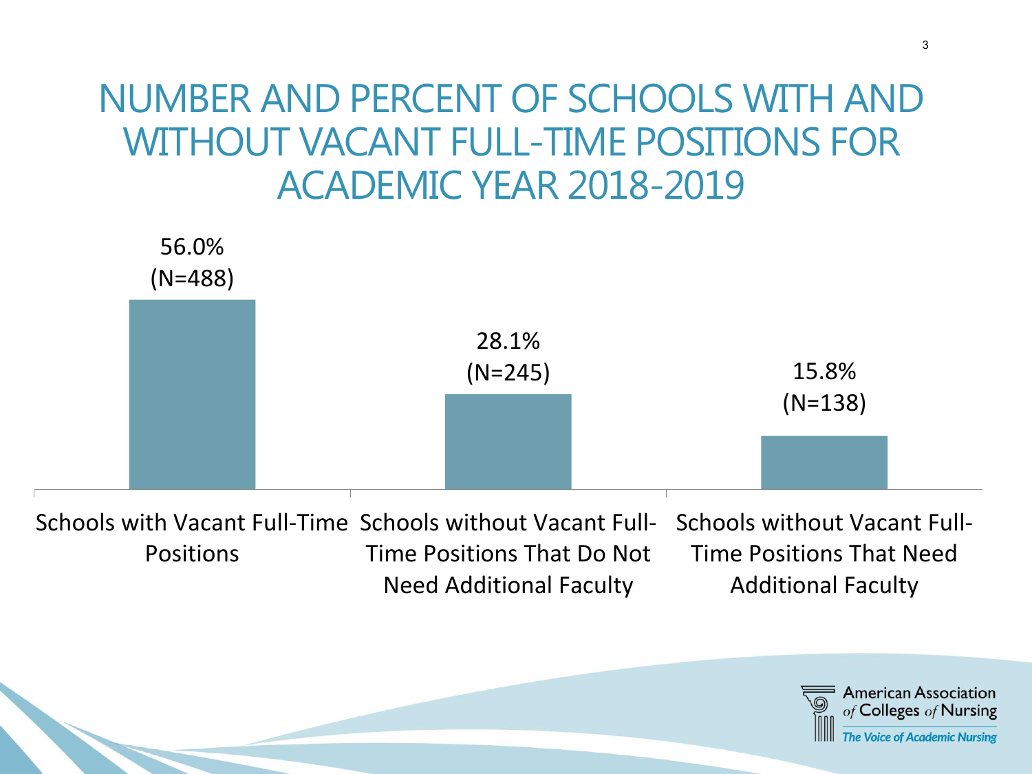# NUMBER AND PERCENT OF SCHOOLS WITH AND WITHOUT VACANT FULL-TIME POSITIONS FOR ACADEMIC YEAR 2018-2019

| Category | Percent | N |
| --- | --- | --- |
| Schools with Vacant Full-Time Positions | 56.0% | (N=488) |
| Schools without Vacant Full-Time Positions That Do Not Need Additional Faculty | 28.1% | (N=245) |
| Schools without Vacant Full-Time Positions That Need Additional Faculty | 15.8% | (N=138) |

American Association *of* Colleges *of* Nursing

*The Voice of Academic Nursing*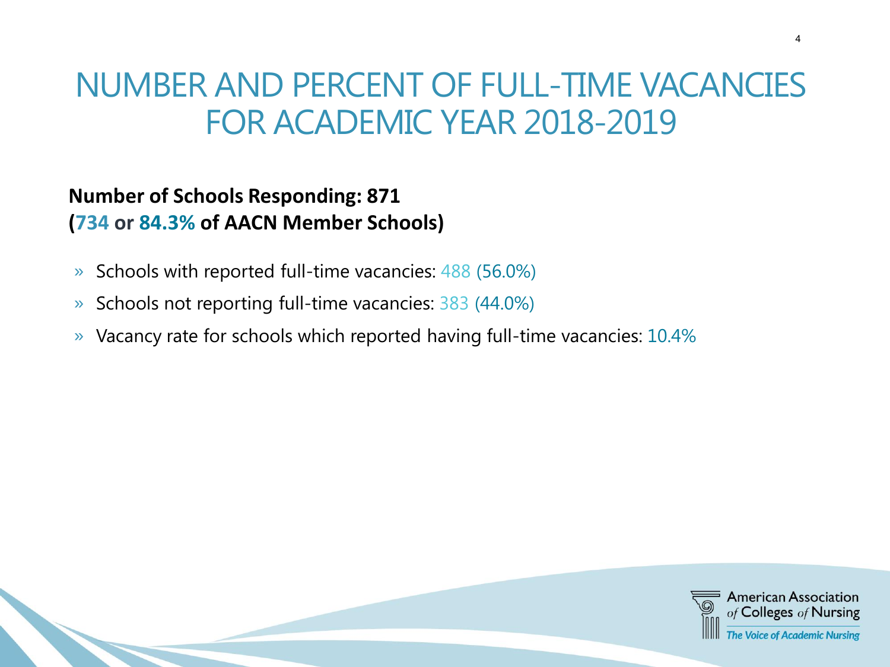# NUMBER AND PERCENT OF FULL-TIME VACANCIES FOR ACADEMIC YEAR 2018-2019

**Number of Schools Responding: 871**
**(734 or 84.3% of AACN Member Schools)**

- Schools with reported full-time vacancies: 488 (56.0%)
- Schools not reporting full-time vacancies: 383 (44.0%)
- Vacancy rate for schools which reported having full-time vacancies: 10.4%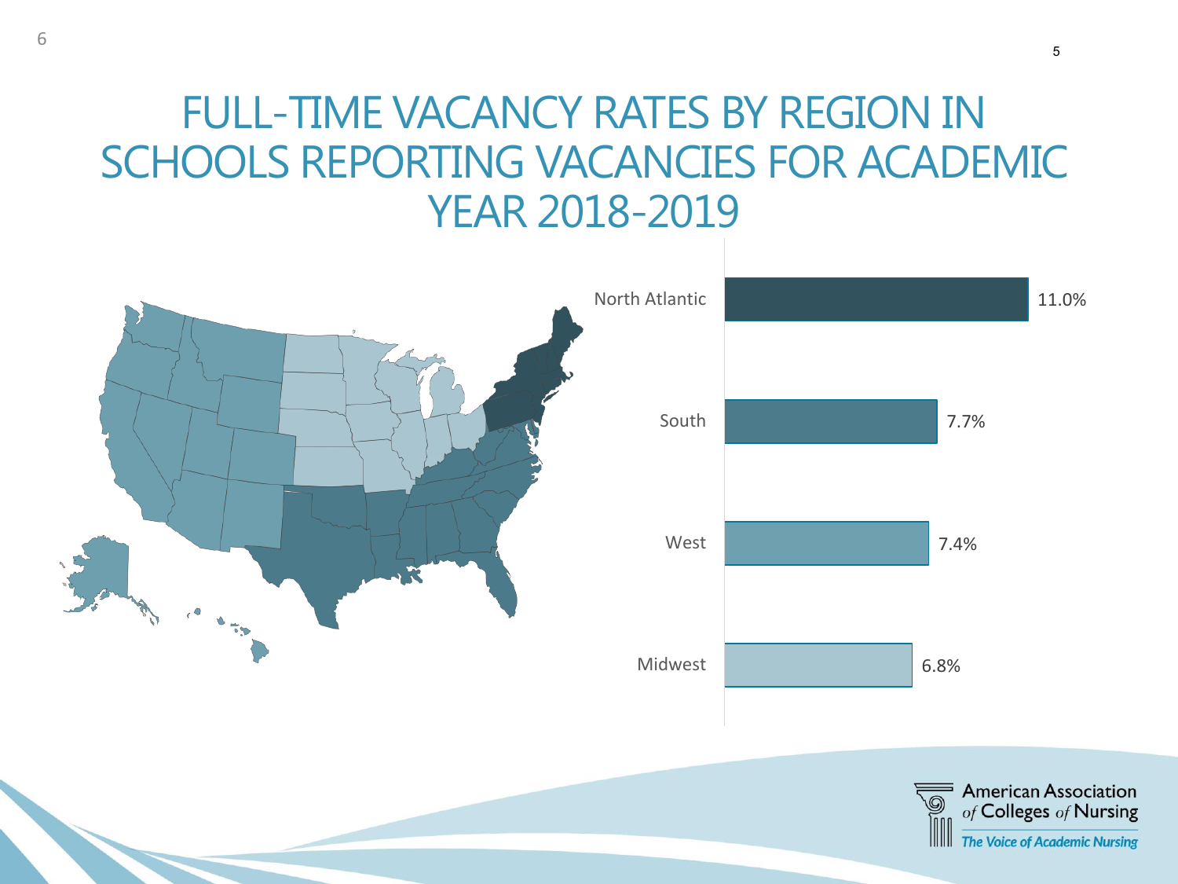# FULL-TIME VACANCY RATES BY REGION IN SCHOOLS REPORTING VACANCIES FOR ACADEMIC YEAR 2018-2019

| Region | Vacancy Rate |
| --- | --- |
| North Atlantic | 11.0% |
| South | 7.7% |
| West | 7.4% |
| Midwest | 6.8% |

American Association of Colleges of Nursing

*The Voice of Academic Nursing*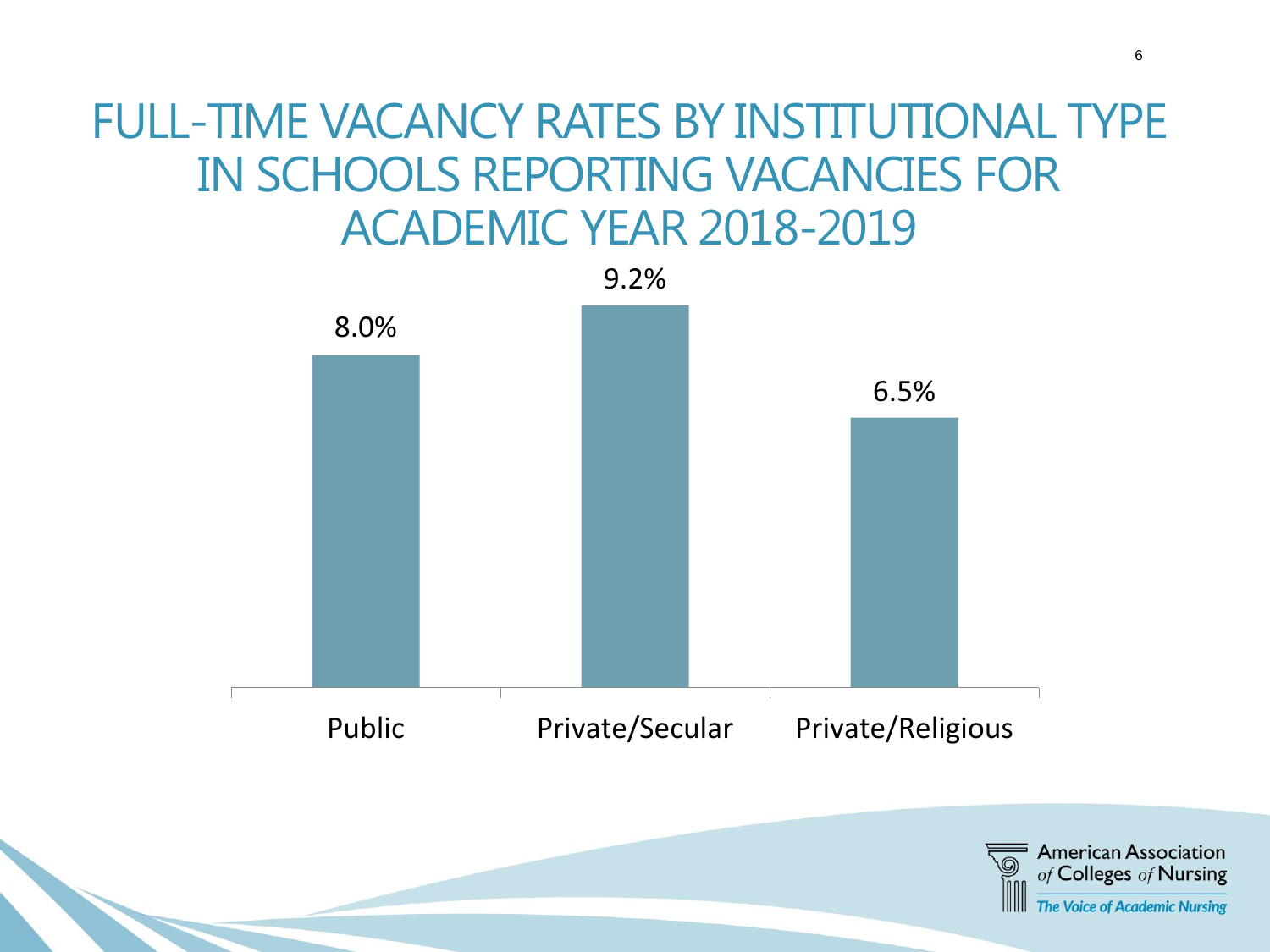# FULL-TIME VACANCY RATES BY INSTITUTIONAL TYPE IN SCHOOLS REPORTING VACANCIES FOR ACADEMIC YEAR 2018-2019

| Institutional Type | Vacancy Rate |
| --- | --- |
| Public | 8.0% |
| Private/Secular | 9.2% |
| Private/Religious | 6.5% |

American Association of Colleges of Nursing

*The Voice of Academic Nursing*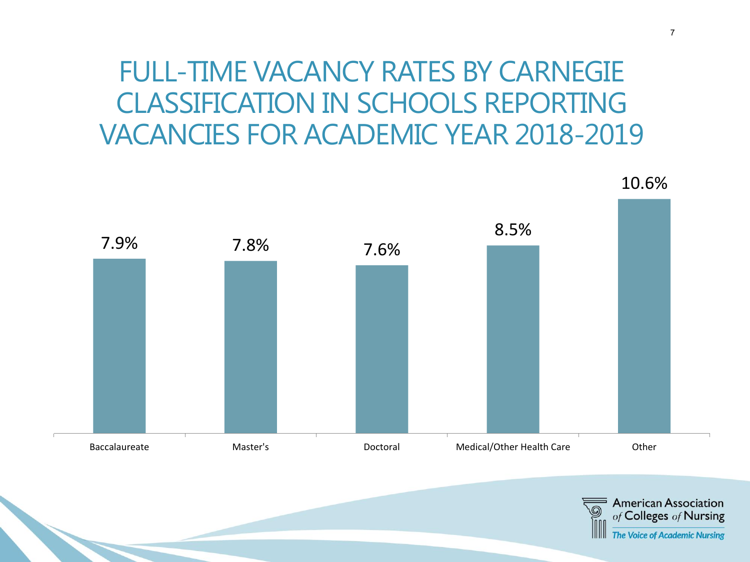# FULL-TIME VACANCY RATES BY CARNEGIE CLASSIFICATION IN SCHOOLS REPORTING VACANCIES FOR ACADEMIC YEAR 2018-2019

| Carnegie Classification | Vacancy Rate |
| --- | --- |
| Baccalaureate | 7.9% |
| Master's | 7.8% |
| Doctoral | 7.6% |
| Medical/Other Health Care | 8.5% |
| Other | 10.6% |

American Association of Colleges of Nursing

*The Voice of Academic Nursing*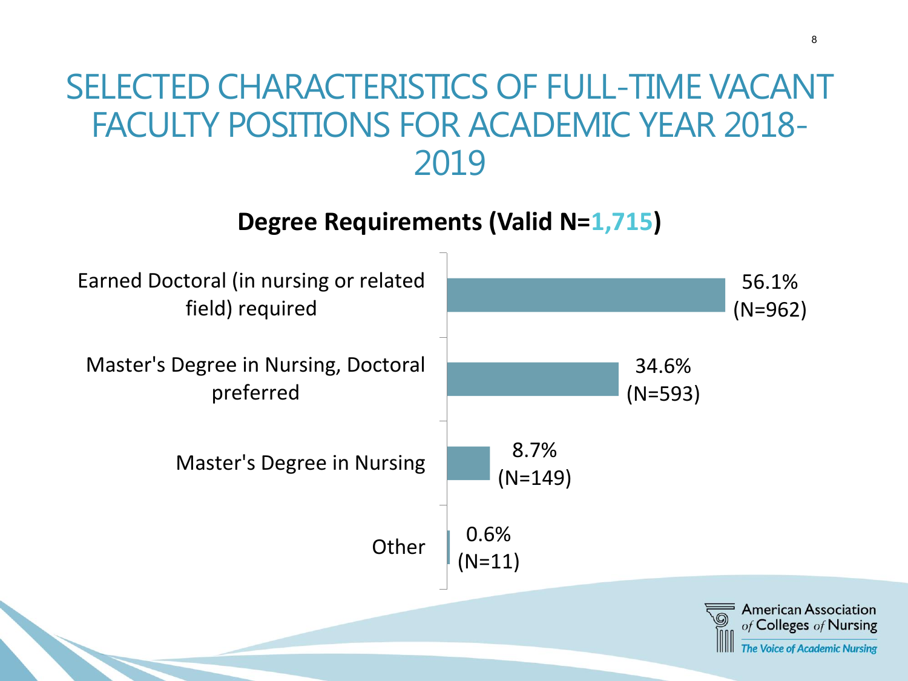# SELECTED CHARACTERISTICS OF FULL-TIME VACANT FACULTY POSITIONS FOR ACADEMIC YEAR 2018-2019

**Degree Requirements (Valid N=1,715)**

| Degree Requirement | Percent | N |
| --- | --- | --- |
| Earned Doctoral (in nursing or related field) required | 56.1% | (N=962) |
| Master's Degree in Nursing, Doctoral preferred | 34.6% | (N=593) |
| Master's Degree in Nursing | 8.7% | (N=149) |
| Other | 0.6% | (N=11) |

American Association of Colleges of Nursing
*The Voice of Academic Nursing*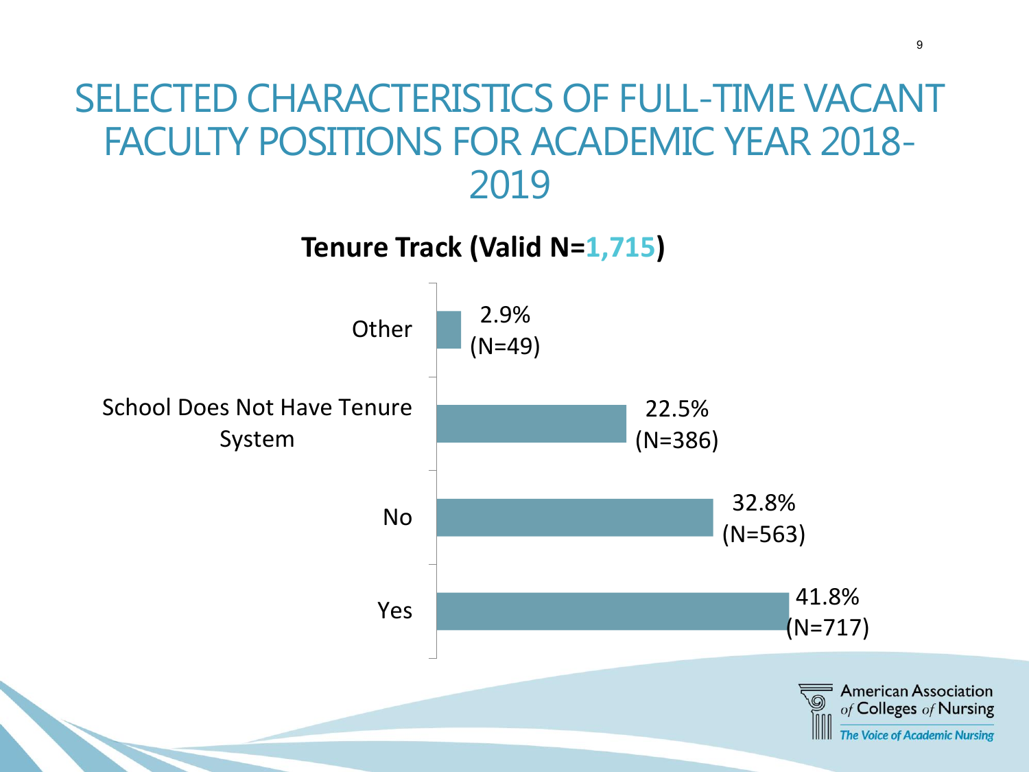# SELECTED CHARACTERISTICS OF FULL-TIME VACANT FACULTY POSITIONS FOR ACADEMIC YEAR 2018-2019

**Tenure Track (Valid N=1,715)**

| Tenure Track | Percent | N |
|---|---|---|
| Other | 2.9% | (N=49) |
| School Does Not Have Tenure System | 22.5% | (N=386) |
| No | 32.8% | (N=563) |
| Yes | 41.8% | (N=717) |

American Association of Colleges of Nursing

*The Voice of Academic Nursing*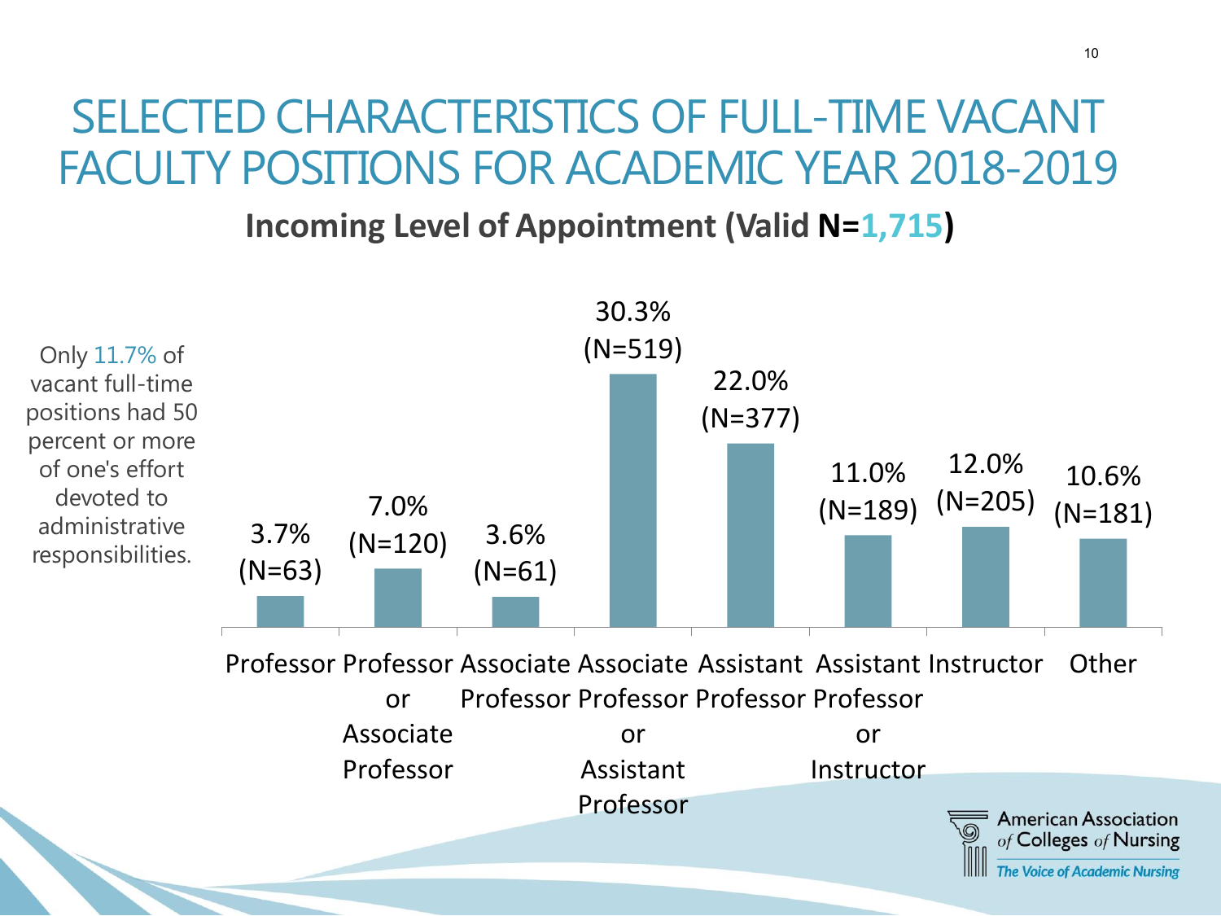# SELECTED CHARACTERISTICS OF FULL-TIME VACANT FACULTY POSITIONS FOR ACADEMIC YEAR 2018-2019

## Incoming Level of Appointment (Valid N=1,715)

Only 11.7% of vacant full-time positions had 50 percent or more of one's effort devoted to administrative responsibilities.

| Incoming Level of Appointment | Percent | N |
| --- | --- | --- |
| Professor | 3.7% | 63 |
| Professor or Associate Professor | 7.0% | 120 |
| Associate Professor | 3.6% | 61 |
| Associate Professor or Assistant Professor | 30.3% | 519 |
| Assistant Professor | 22.0% | 377 |
| Assistant Professor or Instructor | 11.0% | 189 |
| Instructor | 12.0% | 205 |
| Other | 10.6% | 181 |

American Association *of* Colleges *of* Nursing

*The Voice of Academic Nursing*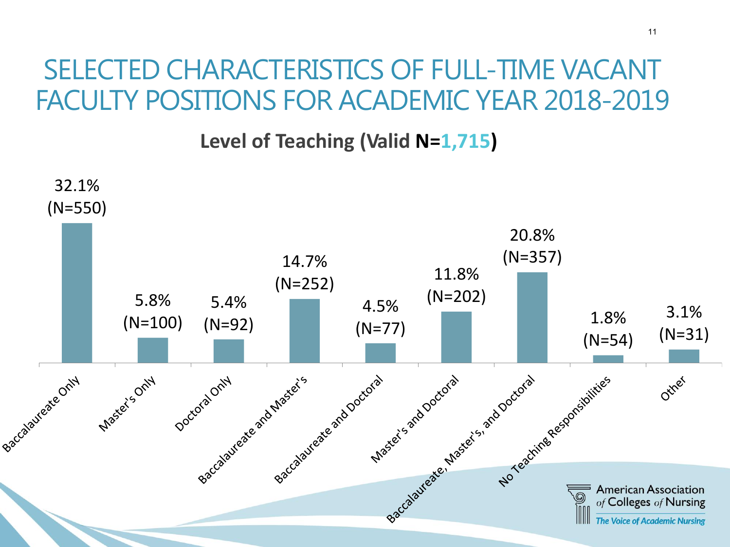# SELECTED CHARACTERISTICS OF FULL-TIME VACANT FACULTY POSITIONS FOR ACADEMIC YEAR 2018-2019

## Level of Teaching (Valid N=1,715)

| Level of Teaching | Percent | N |
|---|---|---|
| Baccalaureate Only | 32.1% | (N=550) |
| Master's Only | 5.8% | (N=100) |
| Doctoral Only | 5.4% | (N=92) |
| Baccalaureate and Master's | 14.7% | (N=252) |
| Baccalaureate and Doctoral | 4.5% | (N=77) |
| Master's and Doctoral | 11.8% | (N=202) |
| Baccalaureate, Master's, and Doctoral | 20.8% | (N=357) |
| No Teaching Responsibilities | 1.8% | (N=54) |
| Other | 3.1% | (N=31) |

American Association of Colleges of Nursing
*The Voice of Academic Nursing*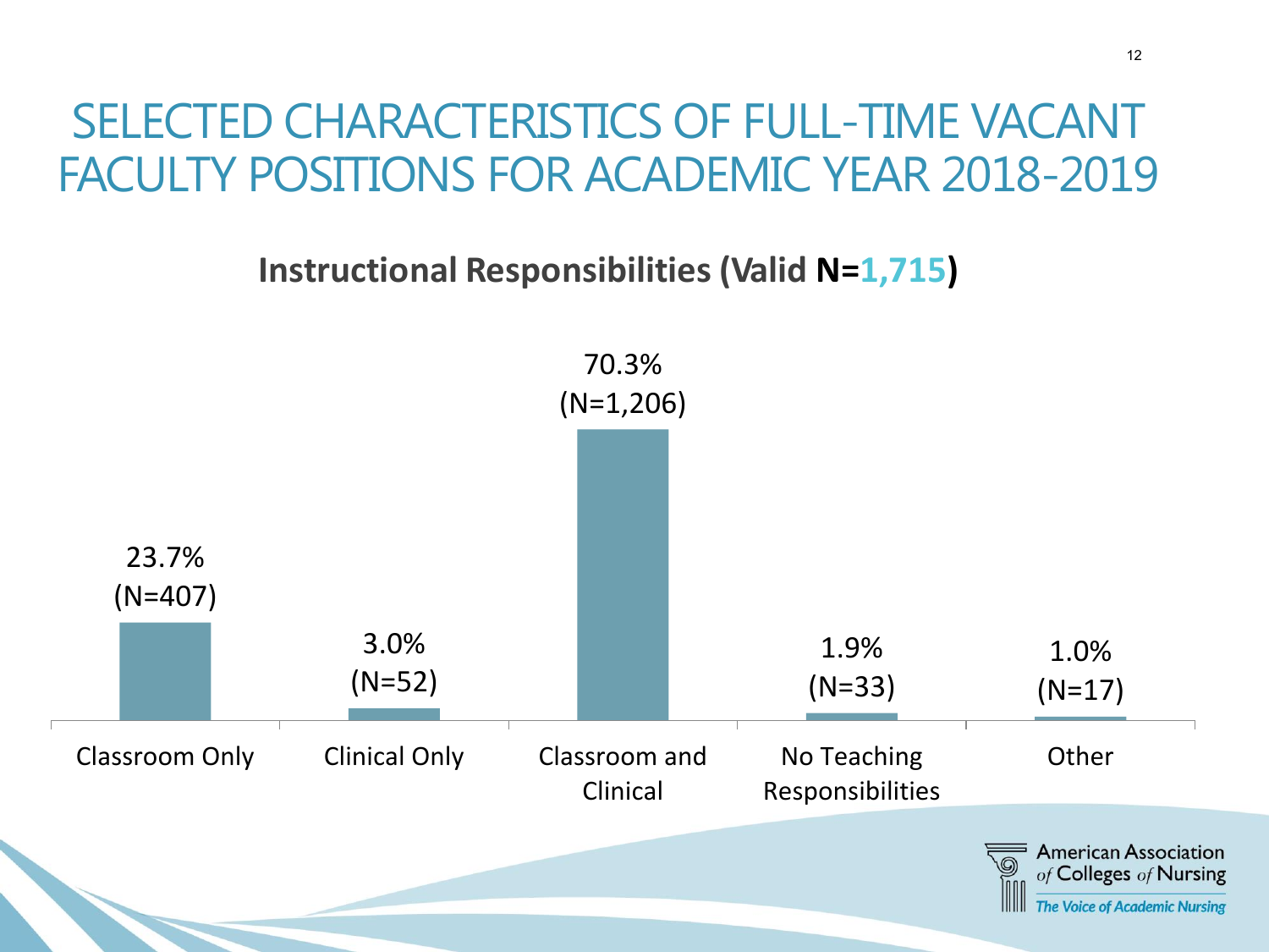# SELECTED CHARACTERISTICS OF FULL-TIME VACANT FACULTY POSITIONS FOR ACADEMIC YEAR 2018-2019

**Instructional Responsibilities (Valid N=1,715)**

| Instructional Responsibilities | Percent | N |
| --- | --- | --- |
| Classroom Only | 23.7% | 407 |
| Clinical Only | 3.0% | 52 |
| Classroom and Clinical | 70.3% | 1,206 |
| No Teaching Responsibilities | 1.9% | 33 |
| Other | 1.0% | 17 |

American Association of Colleges of Nursing
*The Voice of Academic Nursing*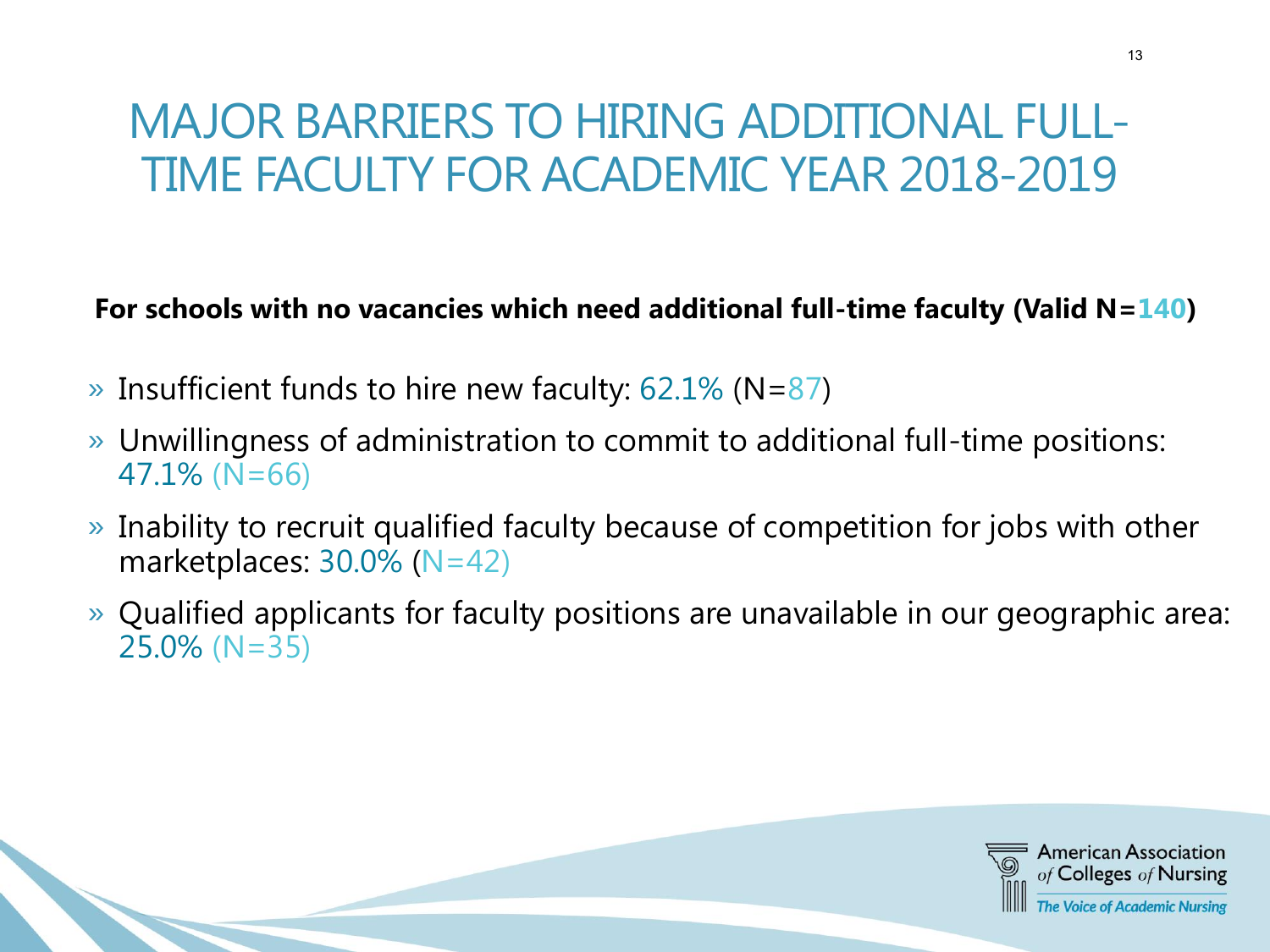# MAJOR BARRIERS TO HIRING ADDITIONAL FULL-TIME FACULTY FOR ACADEMIC YEAR 2018-2019

**For schools with no vacancies which need additional full-time faculty (Valid N=140)**

- Insufficient funds to hire new faculty: 62.1% (N=87)
- Unwillingness of administration to commit to additional full-time positions: 47.1% (N=66)
- Inability to recruit qualified faculty because of competition for jobs with other marketplaces: 30.0% (N=42)
- Qualified applicants for faculty positions are unavailable in our geographic area: 25.0% (N=35)

American Association of Colleges of Nursing
*The Voice of Academic Nursing*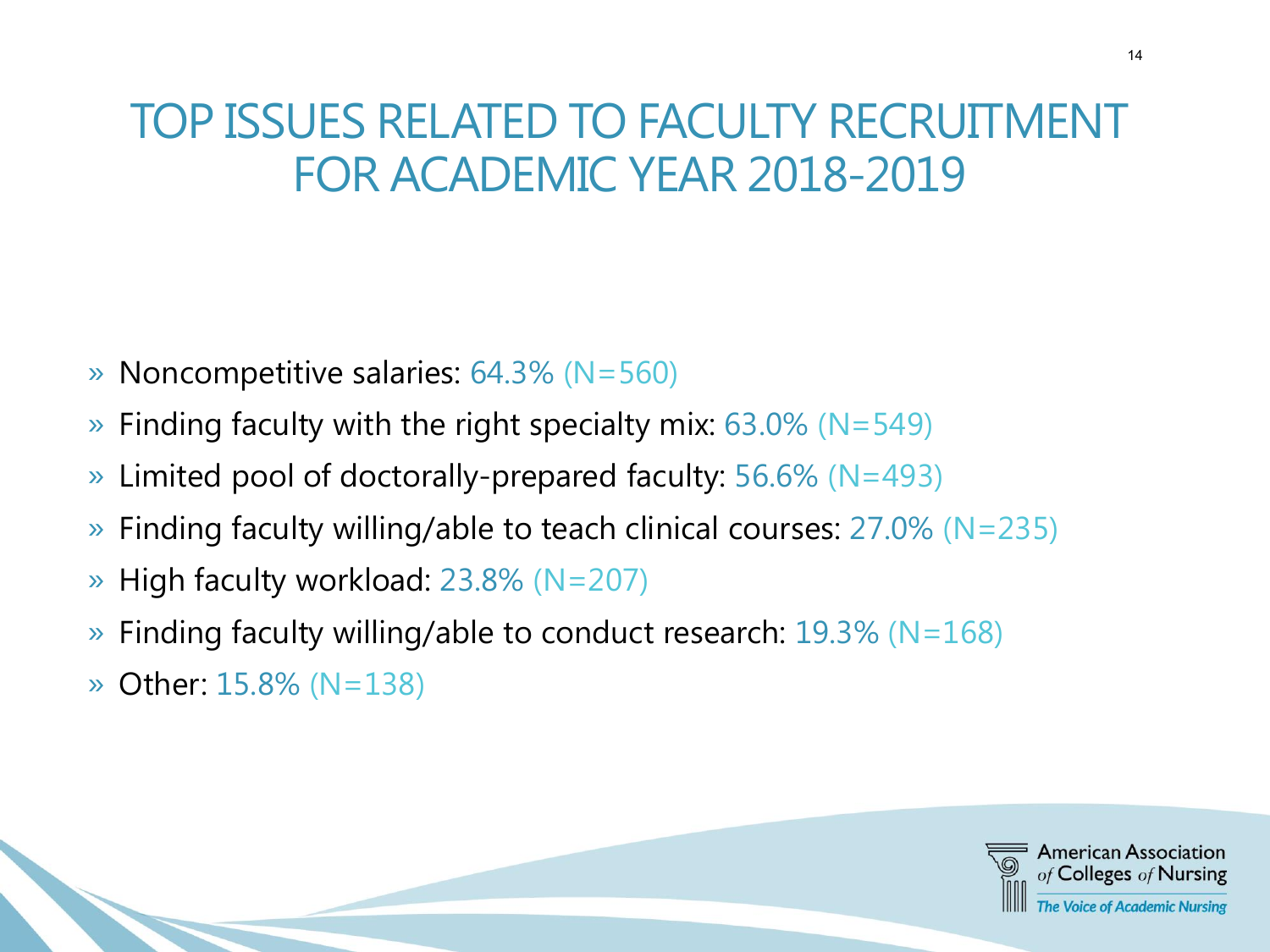# TOP ISSUES RELATED TO FACULTY RECRUITMENT FOR ACADEMIC YEAR 2018-2019

- Noncompetitive salaries: 64.3% (N=560)
- Finding faculty with the right specialty mix: 63.0% (N=549)
- Limited pool of doctorally-prepared faculty: 56.6% (N=493)
- Finding faculty willing/able to teach clinical courses: 27.0% (N=235)
- High faculty workload: 23.8% (N=207)
- Finding faculty willing/able to conduct research: 19.3% (N=168)
- Other: 15.8% (N=138)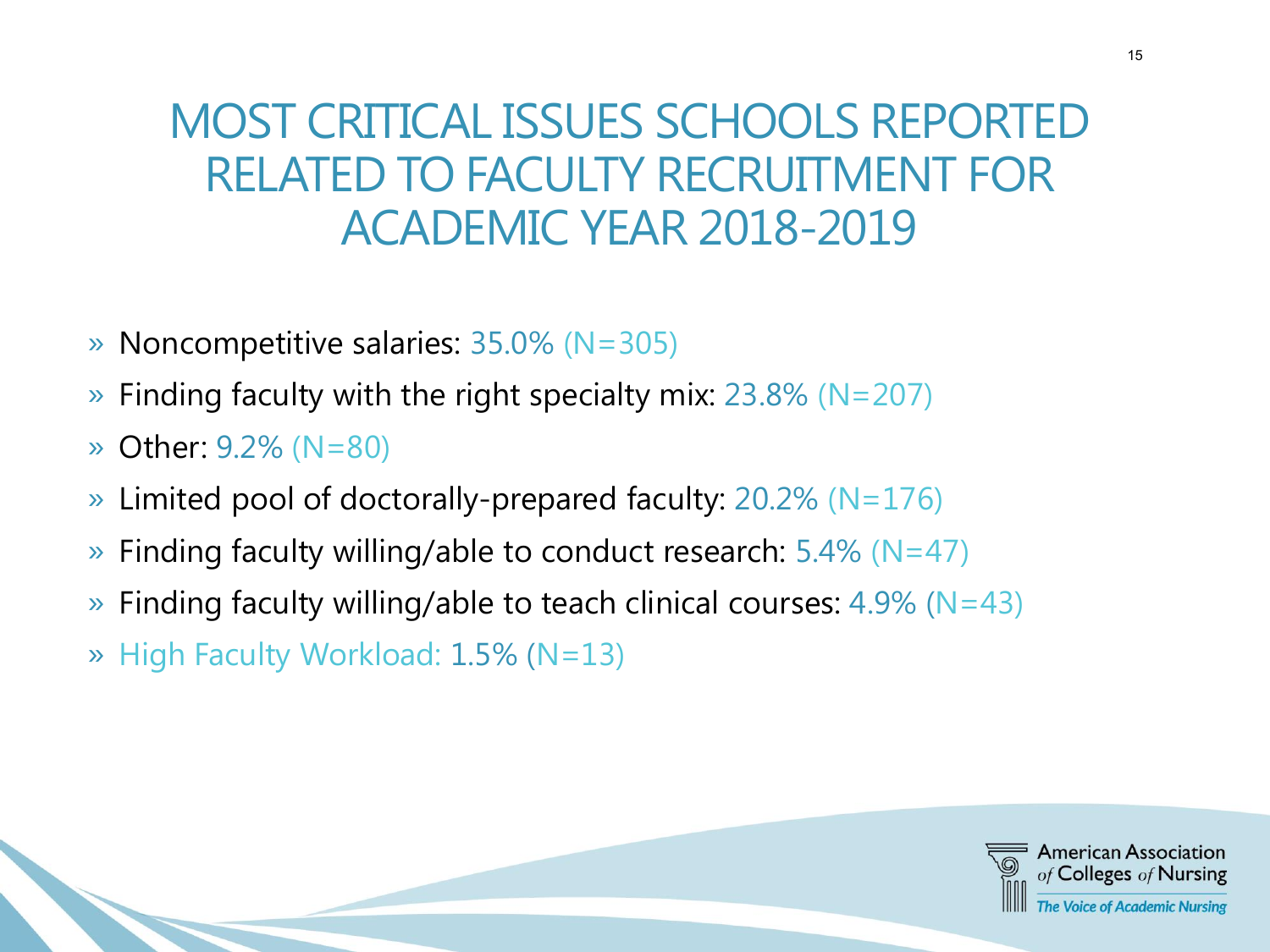# MOST CRITICAL ISSUES SCHOOLS REPORTED RELATED TO FACULTY RECRUITMENT FOR ACADEMIC YEAR 2018-2019

- Noncompetitive salaries: 35.0% (N=305)
- Finding faculty with the right specialty mix: 23.8% (N=207)
- Other: 9.2% (N=80)
- Limited pool of doctorally-prepared faculty: 20.2% (N=176)
- Finding faculty willing/able to conduct research: 5.4% (N=47)
- Finding faculty willing/able to teach clinical courses: 4.9% (N=43)
- High Faculty Workload: 1.5% (N=13)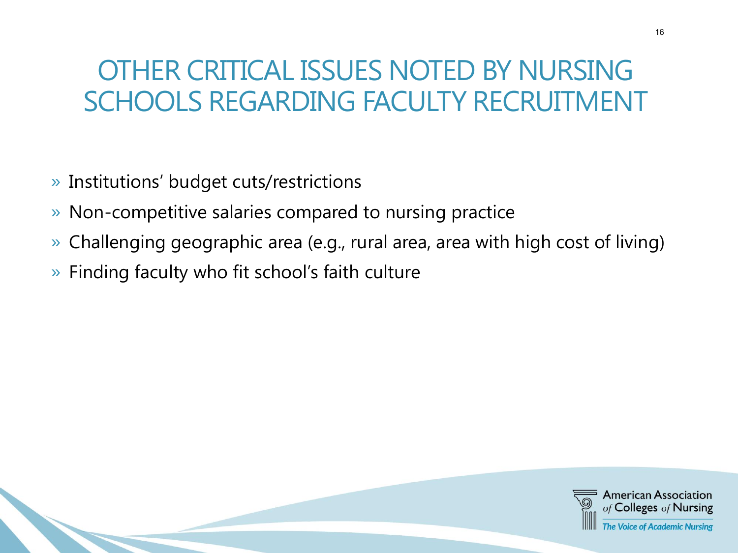# OTHER CRITICAL ISSUES NOTED BY NURSING SCHOOLS REGARDING FACULTY RECRUITMENT

- Institutions' budget cuts/restrictions
- Non-competitive salaries compared to nursing practice
- Challenging geographic area (e.g., rural area, area with high cost of living)
- Finding faculty who fit school's faith culture